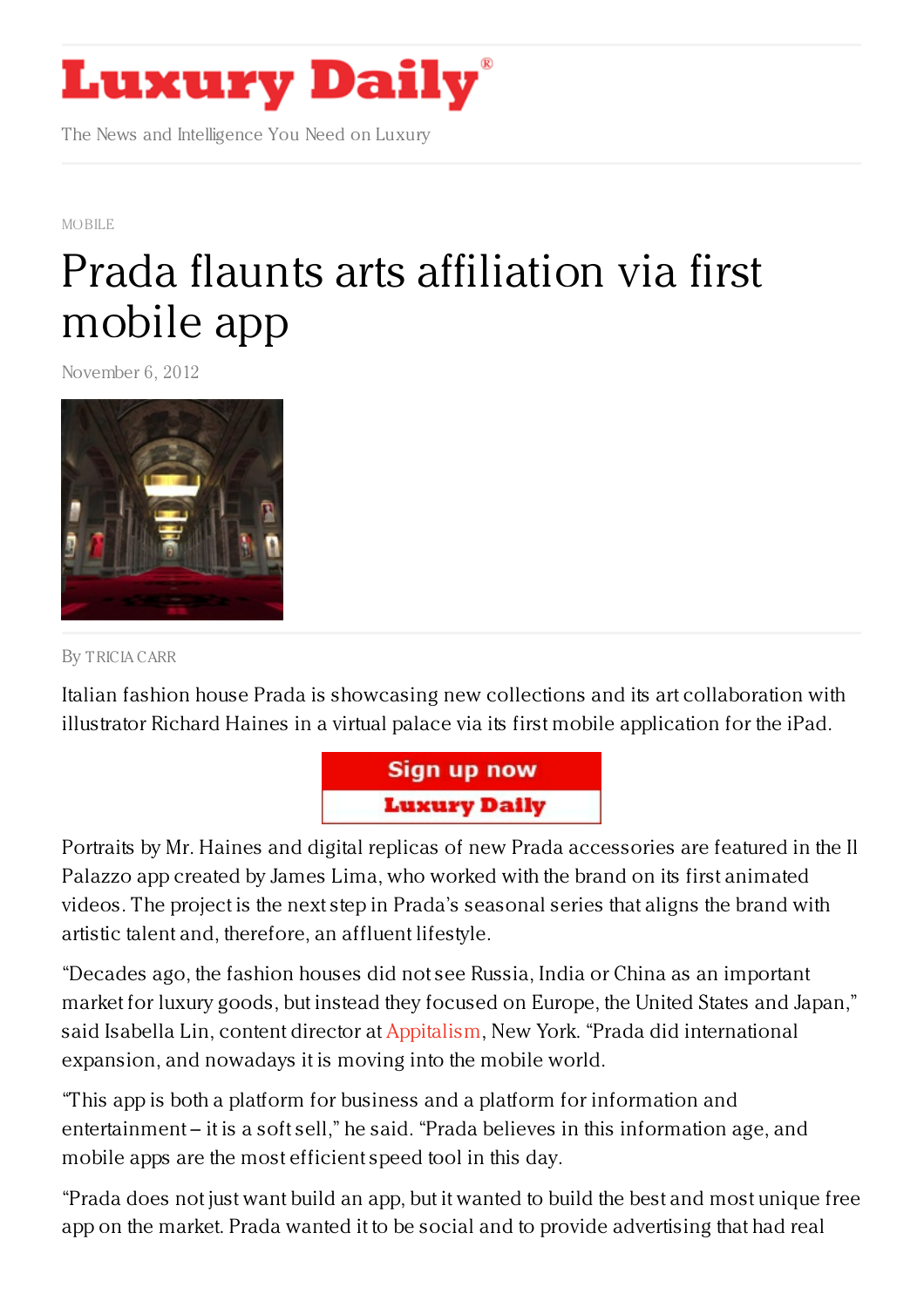# Luxury Daily

The News and Intelligence You Need on Luxury

MOBILE

# Prada flaunts arts affiliation via first mobile app

November 6, 2012

By TRICIA CARR

Italian fashion house Prada is showcasing new collections and its art collaboration with illustrator Richard Haines in a virtual palace via its first mobile application for the iPad.

Portraits by Mr. Haines and digital replicas of new Prada accessories are featured in the Il Palazzo app created by James Lima, who worked with the brand on its first animated videos. The project is the next step in Prada's seasonal series that aligns the brand with artistic talent and, therefore, an affluent lifestyle.

"Decades ago, the fashion houses did not see Russia, India or China as an important market for luxury goods, but instead they focused on Europe, the United States and Japan," said Isabella Lin, content director at Appitalism, New York. "Prada did international expansion, and nowadays it is moving into the mobile world.

"This app is both a platform for business and a platform for information and entertainment – it is a soft sell," he said. "Prada believes in this information age, and mobile apps are the most efficient speed tool in this day.

"Prada does not just want build an app, but it wanted to build the best and most unique free app on the market. Prada wanted it to be social and to provide advertising that had real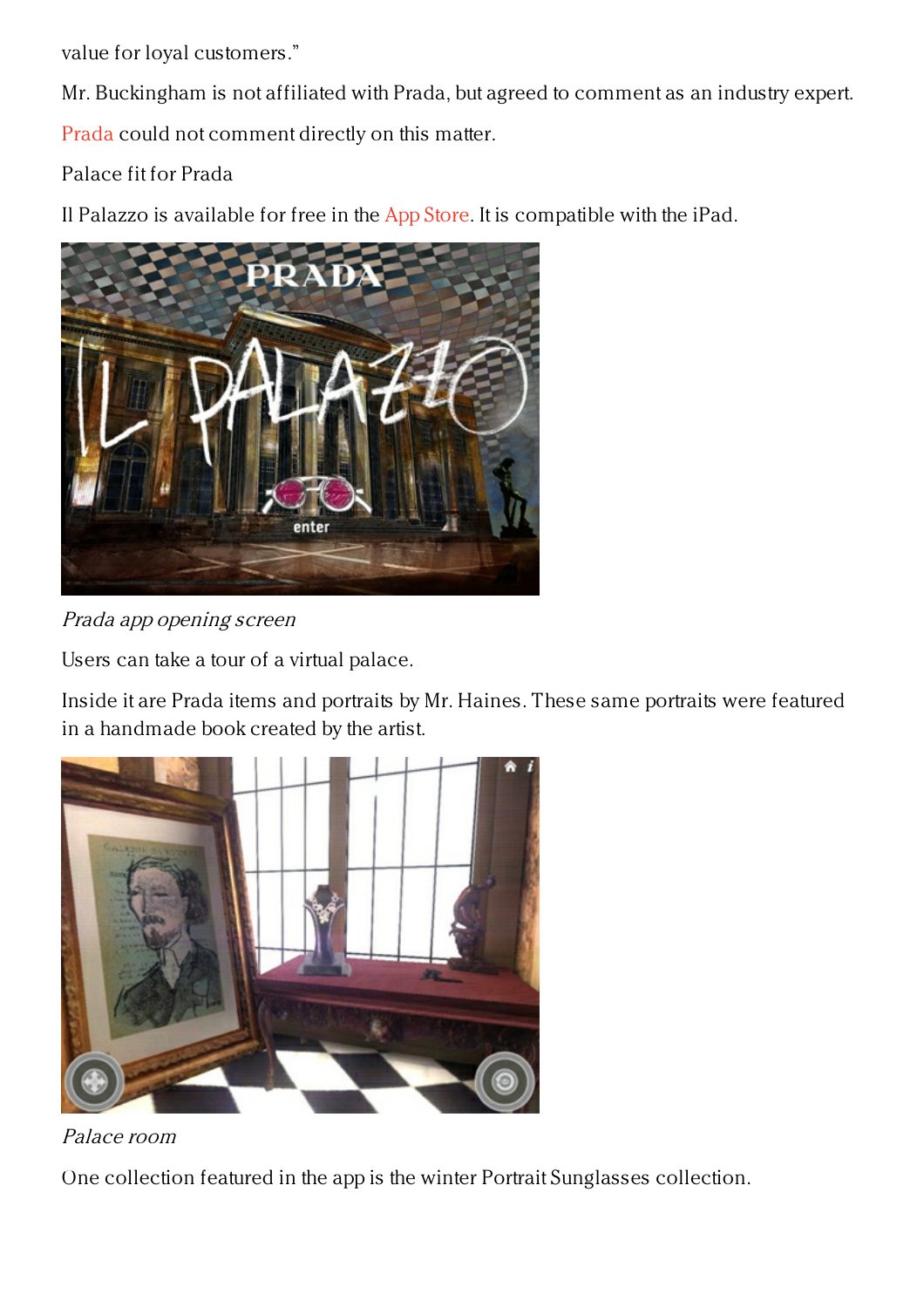value for loyal customers."

Mr. Buckingham is not affiliated with Prada, but agreed to comment as an industry expert.

Prada could not comment directly on this matter.

Palace fit for Prada

Il Palazzo is available for free in the App Store. It is compatible with the iPad.

*Prada app opening screen*

Users can take a tour of a virtual palace.

Inside it are Prada items and portraits by Mr. Haines. These same portraits were featured in a handmade book created by the artist.

*Palace room*

One collection featured in the app is the winter Portrait Sunglasses collection.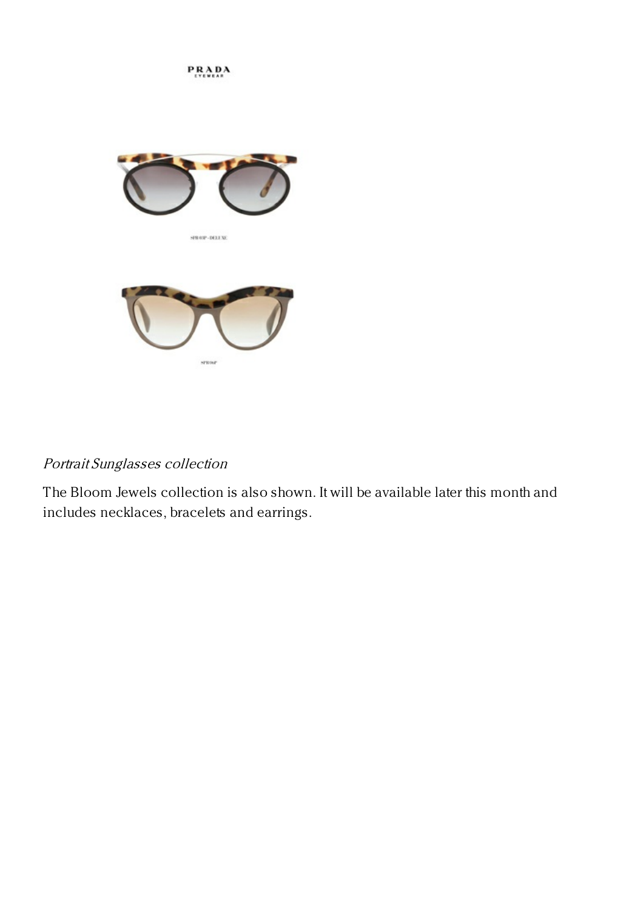*Portrait Sunglasses collection*

The Bloom Jewels collection is also shown. It will be available later this month and includes necklaces, bracelets and earrings.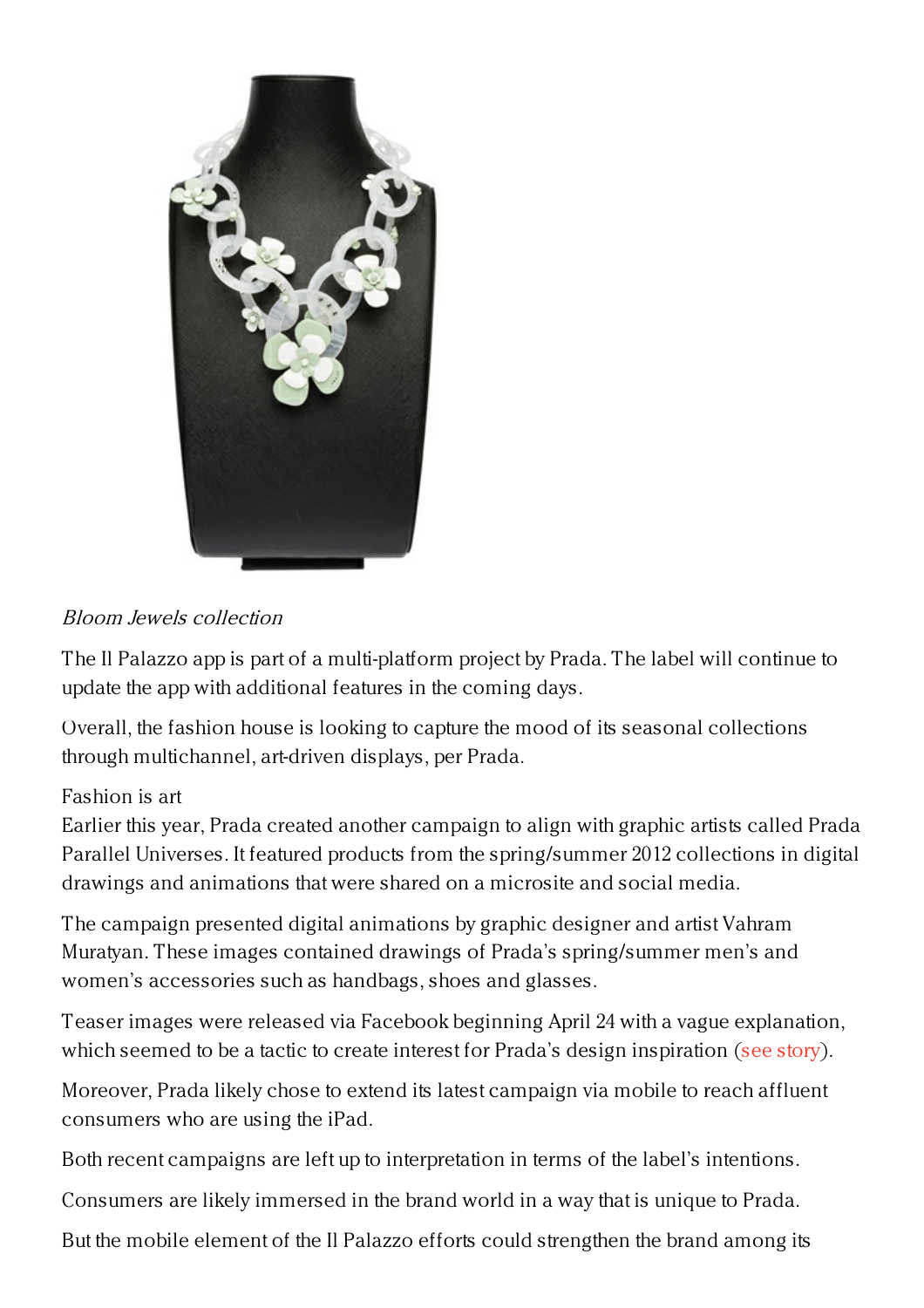*Bloom Jewels collection*

The Il Palazzo app is part of a multi-platform project by Prada. The label will continue to update the app with additional features in the coming days.

Overall, the fashion house is looking to capture the mood of its seasonal collections through multichannel, art-driven displays, per Prada.

Fashion is art

Earlier this year, Prada created another campaign to align with graphic artists called Prada Parallel Universes. It featured products from the spring/summer 2012 collections in digital drawings and animations that were shared on a microsite and social media.

The campaign presented digital animations by graphic designer and artist Vahram Muratyan. These images contained drawings of Prada's spring/summer men's and women's accessories such as handbags, shoes and glasses.

Teaser images were released via Facebook beginning April 24 with a vague explanation, which seemed to be a tactic to create interest for Prada's design inspiration (see story).

Moreover, Prada likely chose to extend its latest campaign via mobile to reach affluent consumers who are using the iPad.

Both recent campaigns are left up to interpretation in terms of the label's intentions.

Consumers are likely immersed in the brand world in a way that is unique to Prada.

But the mobile element of the Il Palazzo efforts could strengthen the brand among its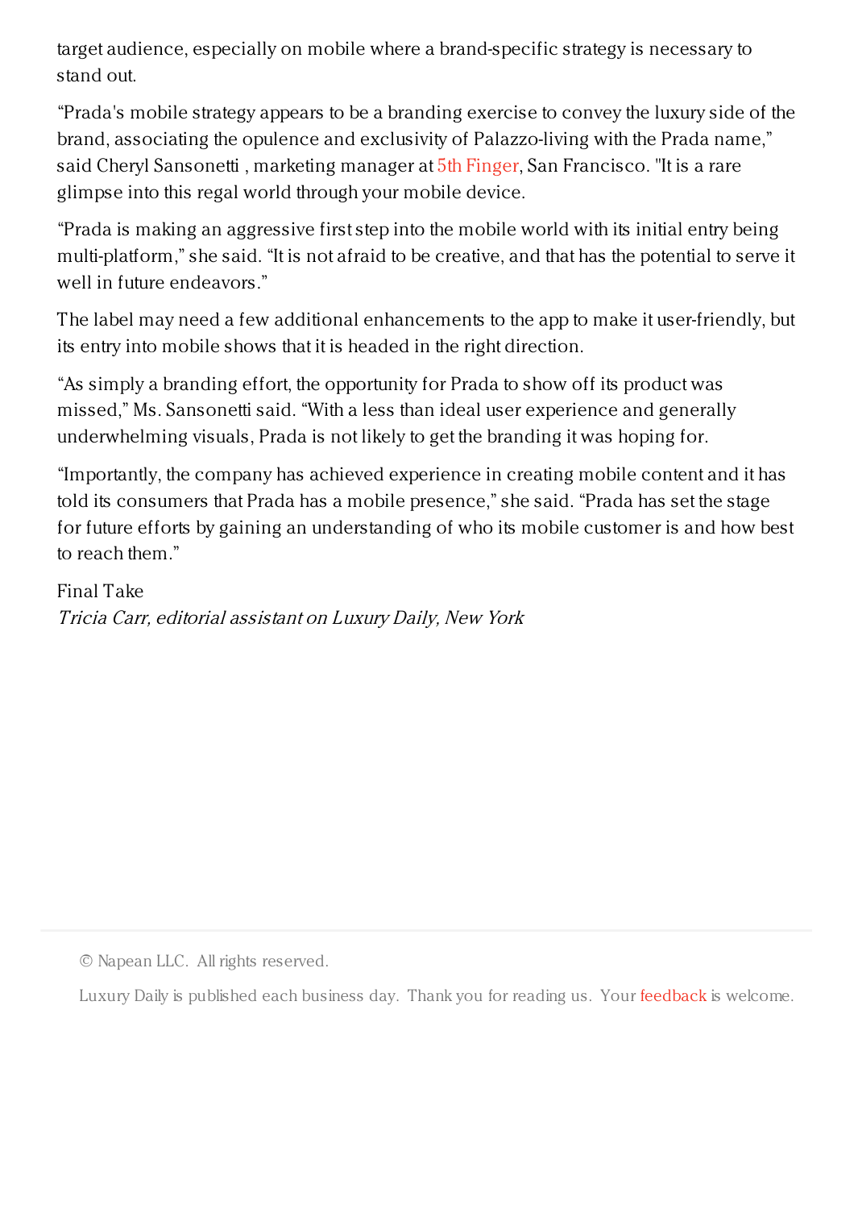target audience, especially on mobile where a brand-specific strategy is necessary to stand out.

“Prada's mobile strategy appears to be a branding exercise to convey the luxury side of the brand, associating the opulence and exclusivity of Palazzo-living with the Prada name,” said Cheryl Sansonetti , marketing manager at 5th Finger, San Francisco. "It is a rare glimpse into this regal world through your mobile device.

“Prada is making an aggressive first step into the mobile world with its initial entry being multi-platform,” she said. “It is not afraid to be creative, and that has the potential to serve it well in future endeavors.”

The label may need a few additional enhancements to the app to make it user-friendly, but its entry into mobile shows that it is headed in the right direction.

“As simply a branding effort, the opportunity for Prada to show off its product was missed,” Ms. Sansonetti said. “With a less than ideal user experience and generally underwhelming visuals, Prada is not likely to get the branding it was hoping for.

“Importantly, the company has achieved experience in creating mobile content and it has told its consumers that Prada has a mobile presence,” she said. “Prada has set the stage for future efforts by gaining an understanding of who its mobile customer is and how best to reach them.”

Final Take
*Tricia Carr, editorial assistant on Luxury Daily, New York*

© Napean LLC. All rights reserved.

Luxury Daily is published each business day. Thank you for reading us. Your feedback is welcome.